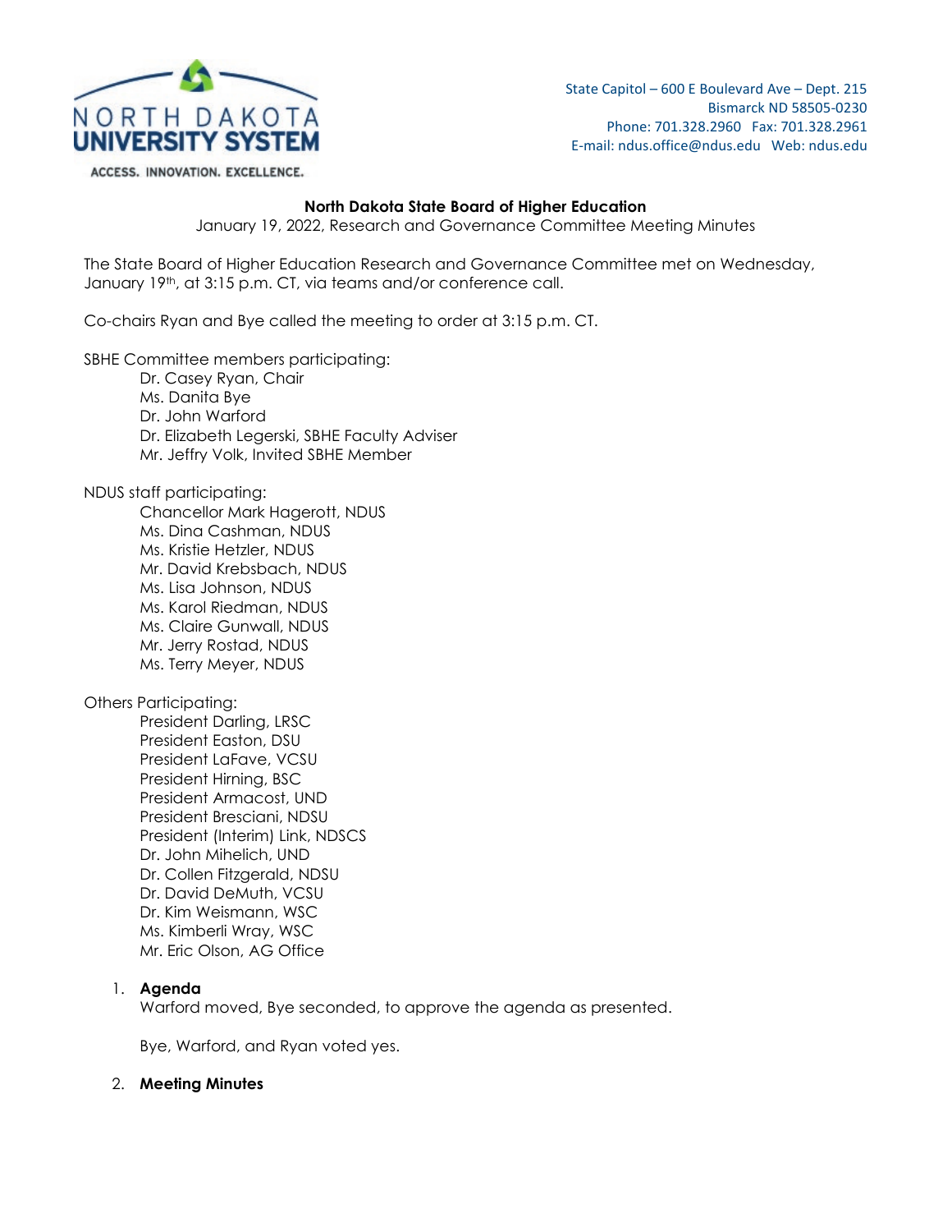NORTH DAKOTA UNIVERSITY SYSTEM

ACCESS. INNOVATION. EXCELLENCE.

State Capitol – 600 E Boulevard Ave – Dept. 215
Bismarck ND 58505-0230
Phone: 701.328.2960 Fax: 701.328.2961
E-mail: ndus.office@ndus.edu Web: ndus.edu

**North Dakota State Board of Higher Education**

January 19, 2022, Research and Governance Committee Meeting Minutes

The State Board of Higher Education Research and Governance Committee met on Wednesday, January 19th, at 3:15 p.m. CT, via teams and/or conference call.

Co-chairs Ryan and Bye called the meeting to order at 3:15 p.m. CT.

SBHE Committee members participating:

- Dr. Casey Ryan, Chair
- Ms. Danita Bye
- Dr. John Warford
- Dr. Elizabeth Legerski, SBHE Faculty Adviser
- Mr. Jeffry Volk, Invited SBHE Member

NDUS staff participating:

- Chancellor Mark Hagerott, NDUS
- Ms. Dina Cashman, NDUS
- Ms. Kristie Hetzler, NDUS
- Mr. David Krebsbach, NDUS
- Ms. Lisa Johnson, NDUS
- Ms. Karol Riedman, NDUS
- Ms. Claire Gunwall, NDUS
- Mr. Jerry Rostad, NDUS
- Ms. Terry Meyer, NDUS

Others Participating:

- President Darling, LRSC
- President Easton, DSU
- President LaFave, VCSU
- President Hirning, BSC
- President Armacost, UND
- President Bresciani, NDSU
- President (Interim) Link, NDSCS
- Dr. John Mihelich, UND
- Dr. Collen Fitzgerald, NDSU
- Dr. David DeMuth, VCSU
- Dr. Kim Weismann, WSC
- Ms. Kimberli Wray, WSC
- Mr. Eric Olson, AG Office

1. **Agenda**

   Warford moved, Bye seconded, to approve the agenda as presented.

   Bye, Warford, and Ryan voted yes.

2. **Meeting Minutes**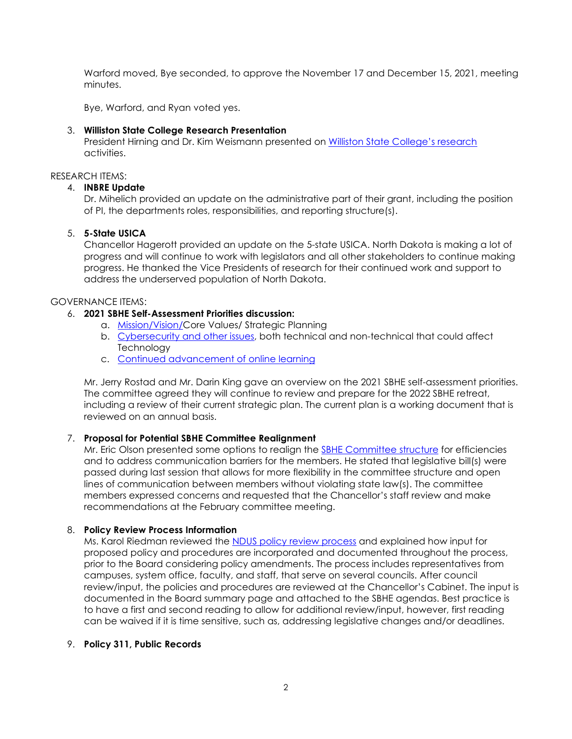Warford moved, Bye seconded, to approve the November 17 and December 15, 2021, meeting minutes.

Bye, Warford, and Ryan voted yes.

3. **Williston State College Research Presentation**
   President Hirning and Dr. Kim Weismann presented on Williston State College's research activities.

RESEARCH ITEMS:

4. **INBRE Update**
   Dr. Mihelich provided an update on the administrative part of their grant, including the position of PI, the departments roles, responsibilities, and reporting structure(s).

5. **5-State USICA**
   Chancellor Hagerott provided an update on the 5-state USICA. North Dakota is making a lot of progress and will continue to work with legislators and all other stakeholders to continue making progress. He thanked the Vice Presidents of research for their continued work and support to address the underserved population of North Dakota.

GOVERNANCE ITEMS:

6. **2021 SBHE Self-Assessment Priorities discussion:**
   a. Mission/Vision/Core Values/ Strategic Planning
   b. Cybersecurity and other issues, both technical and non-technical that could affect Technology
   c. Continued advancement of online learning

   Mr. Jerry Rostad and Mr. Darin King gave an overview on the 2021 SBHE self-assessment priorities. The committee agreed they will continue to review and prepare for the 2022 SBHE retreat, including a review of their current strategic plan. The current plan is a working document that is reviewed on an annual basis.

7. **Proposal for Potential SBHE Committee Realignment**
   Mr. Eric Olson presented some options to realign the SBHE Committee structure for efficiencies and to address communication barriers for the members. He stated that legislative bill(s) were passed during last session that allows for more flexibility in the committee structure and open lines of communication between members without violating state law(s). The committee members expressed concerns and requested that the Chancellor's staff review and make recommendations at the February committee meeting.

8. **Policy Review Process Information**
   Ms. Karol Riedman reviewed the NDUS policy review process and explained how input for proposed policy and procedures are incorporated and documented throughout the process, prior to the Board considering policy amendments. The process includes representatives from campuses, system office, faculty, and staff, that serve on several councils. After council review/input, the policies and procedures are reviewed at the Chancellor's Cabinet. The input is documented in the Board summary page and attached to the SBHE agendas. Best practice is to have a first and second reading to allow for additional review/input, however, first reading can be waived if it is time sensitive, such as, addressing legislative changes and/or deadlines.

9. **Policy 311, Public Records**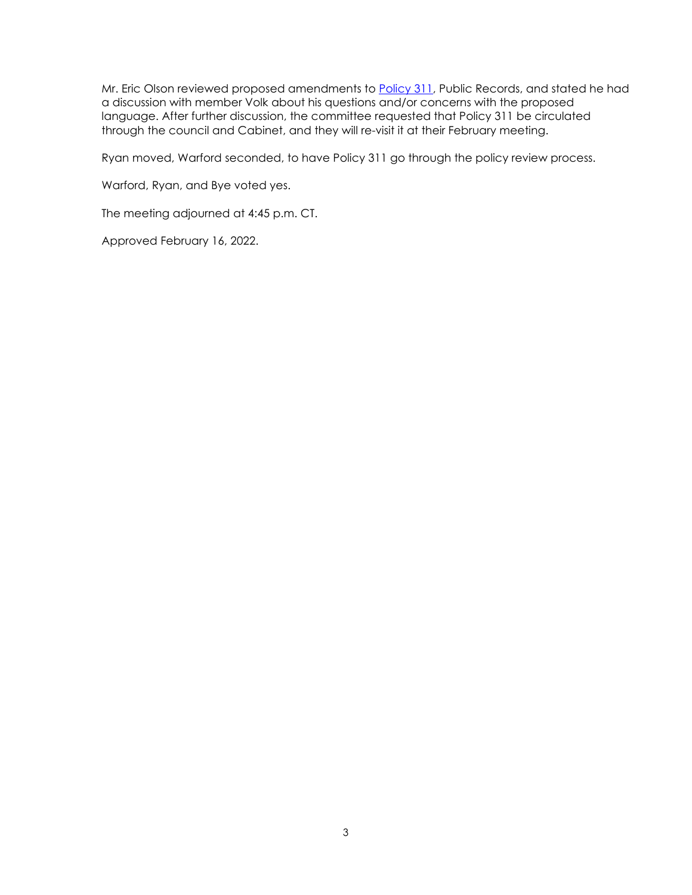Mr. Eric Olson reviewed proposed amendments to Policy 311, Public Records, and stated he had a discussion with member Volk about his questions and/or concerns with the proposed language. After further discussion, the committee requested that Policy 311 be circulated through the council and Cabinet, and they will re-visit it at their February meeting.

Ryan moved, Warford seconded, to have Policy 311 go through the policy review process.

Warford, Ryan, and Bye voted yes.

The meeting adjourned at 4:45 p.m. CT.

Approved February 16, 2022.